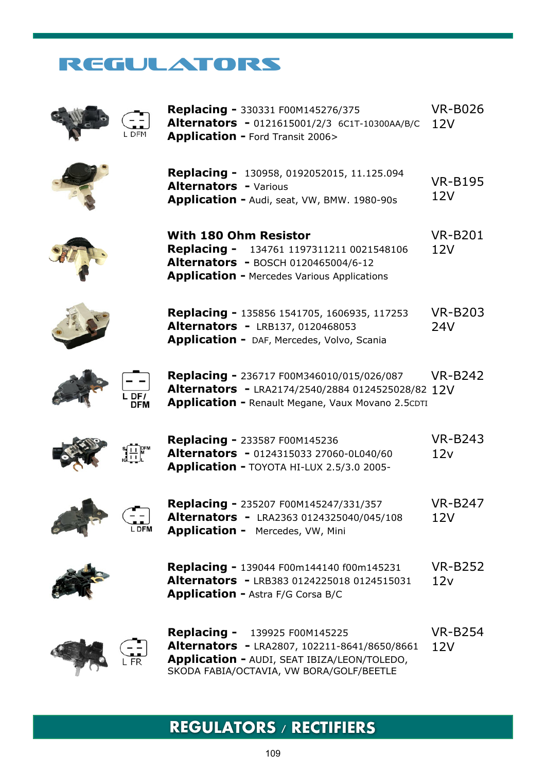# REGULATORS

L DFM

**Replacing -** 330331 F00M145276/375
**Alternators -** 0121615001/2/3 6C1T-10300AA/B/C
**Application -** Ford Transit 2006>

VR-B026
12V

**Replacing -** 130958, 0192052015, 11.125.094
**Alternators -** Various
**Application -** Audi, seat, VW, BMW. 1980-90s

VR-B195
12V

**With 180 Ohm Resistor**
**Replacing -** 134761 1197311211 0021548106
**Alternators -** BOSCH 0120465004/6-12
**Application -** Mercedes Various Applications

VR-B201
12V

**Replacing -** 135856 1541705, 1606935, 117253
**Alternators -** LRB137, 0120468053
**Application -** DAF, Mercedes, Volvo, Scania

VR-B203
24V

L DF/ DFM

**Replacing -** 236717 F00M346010/015/026/087
**Alternators -** LRA2174/2540/2884 0124525028/82
**Application -** Renault Megane, Vaux Movano 2.5CDTI

VR-B242
12V

S IG DFM L

**Replacing -** 233587 F00M145236
**Alternators -** 0124315033 27060-0L040/60
**Application -** TOYOTA HI-LUX 2.5/3.0 2005-

VR-B243
12v

L DFM

**Replacing -** 235207 F00M145247/331/357
**Alternators -** LRA2363 0124325040/045/108
**Application -** Mercedes, VW, Mini

VR-B247
12V

**Replacing -** 139044 F00m144140 f00m145231
**Alternators -** LRB383 0124225018 0124515031
**Application -** Astra F/G Corsa B/C

VR-B252
12v

L FR

**Replacing -** 139925 F00M145225
**Alternators -** LRA2807, 102211-8641/8650/8661
**Application -** AUDI, SEAT IBIZA/LEON/TOLEDO, SKODA FABIA/OCTAVIA, VW BORA/GOLF/BEETLE

VR-B254
12V

## REGULATORS / RECTIFIERS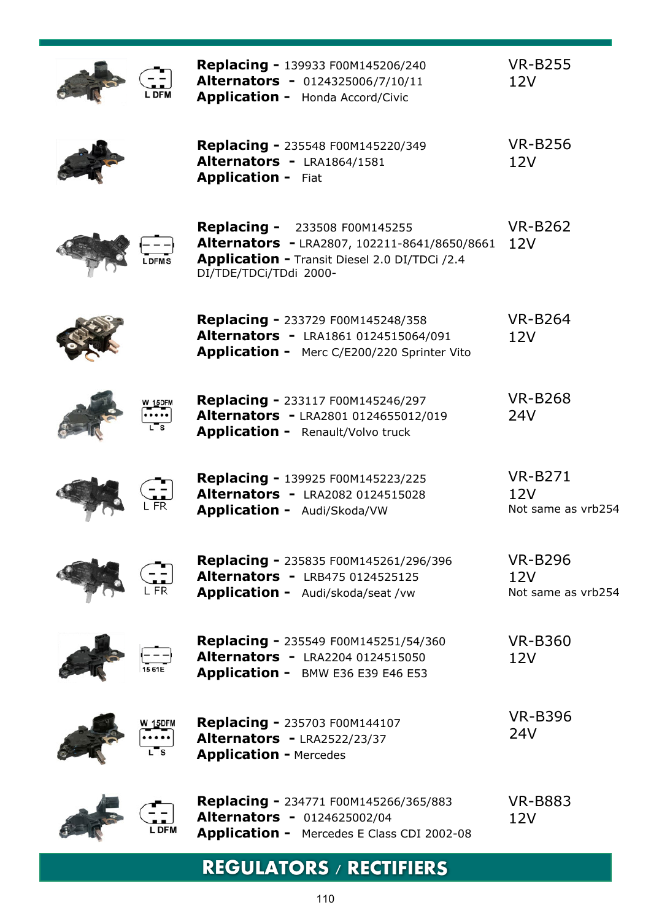**Replacing -** 139933 F00M145206/240
**Alternators -** 0124325006/7/10/11
**Application -** Honda Accord/Civic

L DFM

VR-B255
12V

**Replacing -** 235548 F00M145220/349
**Alternators -** LRA1864/1581
**Application -** Fiat

VR-B256
12V

**Replacing -** 233508 F00M145255
**Alternators -** LRA2807, 102211-8641/8650/8661
**Application -** Transit Diesel 2.0 DI/TDCi /2.4 DI/TDE/TDCi/TDdi 2000-

L DFM S

VR-B262
12V

**Replacing -** 233729 F00M145248/358
**Alternators -** LRA1861 0124515064/091
**Application -** Merc C/E200/220 Sprinter Vito

VR-B264
12V

**Replacing -** 233117 F00M145246/297
**Alternators -** LRA2801 0124655012/019
**Application -** Renault/Volvo truck

W 15DFM
L S

VR-B268
24V

**Replacing -** 139925 F00M145223/225
**Alternators -** LRA2082 0124515028
**Application -** Audi/Skoda/VW

L FR

VR-B271
12V
Not same as vrb254

**Replacing -** 235835 F00M145261/296/396
**Alternators -** LRB475 0124525125
**Application -** Audi/skoda/seat /vw

L FR

VR-B296
12V
Not same as vrb254

**Replacing -** 235549 F00M145251/54/360
**Alternators -** LRA2204 0124515050
**Application -** BMW E36 E39 E46 E53

15 61E

VR-B360
12V

**Replacing -** 235703 F00M144107
**Alternators -** LRA2522/23/37
**Application -** Mercedes

W 15DFM
L S

VR-B396
24V

**Replacing -** 234771 F00M145266/365/883
**Alternators -** 0124625002/04
**Application -** Mercedes E Class CDI 2002-08

L DFM

VR-B883
12V

## REGULATORS / RECTIFIERS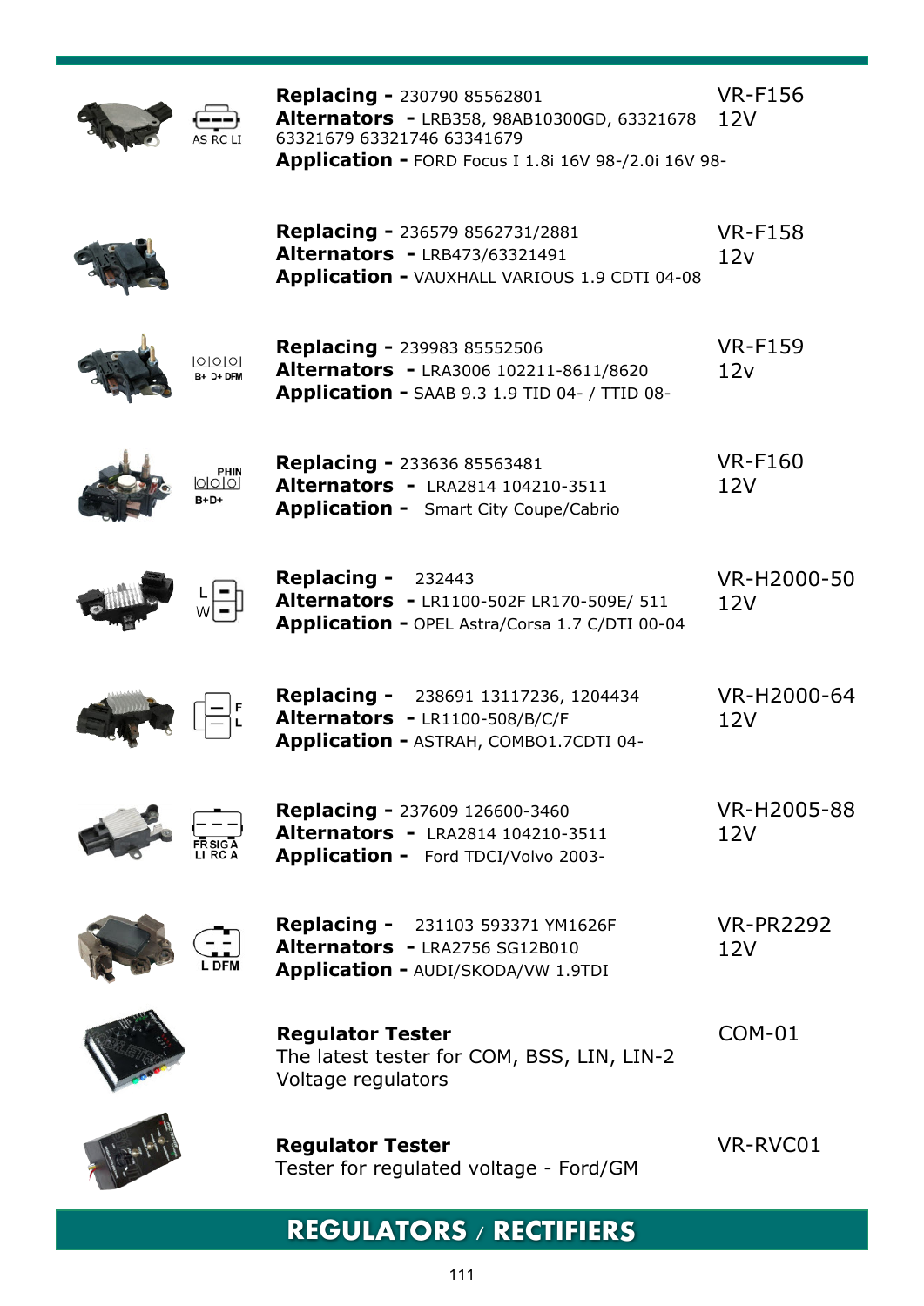**Replacing -** 230790 85562801
**Alternators -** LRB358, 98AB10300GD, 63321678 63321679 63321746 63341679
**Application -** FORD Focus I 1.8i 16V 98-/2.0i 16V 98-

VR-F156
12V

AS RC LI

**Replacing -** 236579 8562731/2881
**Alternators -** LRB473/63321491
**Application -** VAUXHALL VARIOUS 1.9 CDTI 04-08

VR-F158
12v

**Replacing -** 239983 85552506
**Alternators -** LRA3006 102211-8611/8620
**Application -** SAAB 9.3 1.9 TID 04- / TTID 08-

VR-F159
12v

B+ D+ DFM

**Replacing -** 233636 85563481
**Alternators -** LRA2814 104210-3511
**Application -** Smart City Coupe/Cabrio

VR-F160
12V

PHIN B+D+

**Replacing -** 232443
**Alternators -** LR1100-502F LR170-509E/ 511
**Application -** OPEL Astra/Corsa 1.7 C/DTI 00-04

VR-H2000-50
12V

L W

**Replacing -** 238691 13117236, 1204434
**Alternators -** LR1100-508/B/C/F
**Application -** ASTRAH, COMBO1.7CDTI 04-

VR-H2000-64
12V

F L

**Replacing -** 237609 126600-3460
**Alternators -** LRA2814 104210-3511
**Application -** Ford TDCI/Volvo 2003-

VR-H2005-88
12V

FR SIG A LI RC A

**Replacing -** 231103 593371 YM1626F
**Alternators -** LRA2756 SG12B010
**Application -** AUDI/SKODA/VW 1.9TDI

VR-PR2292
12V

L DFM

**Regulator Tester**
The latest tester for COM, BSS, LIN, LIN-2 Voltage regulators

COM-01

**Regulator Tester**
Tester for regulated voltage - Ford/GM

VR-RVC01

# REGULATORS / RECTIFIERS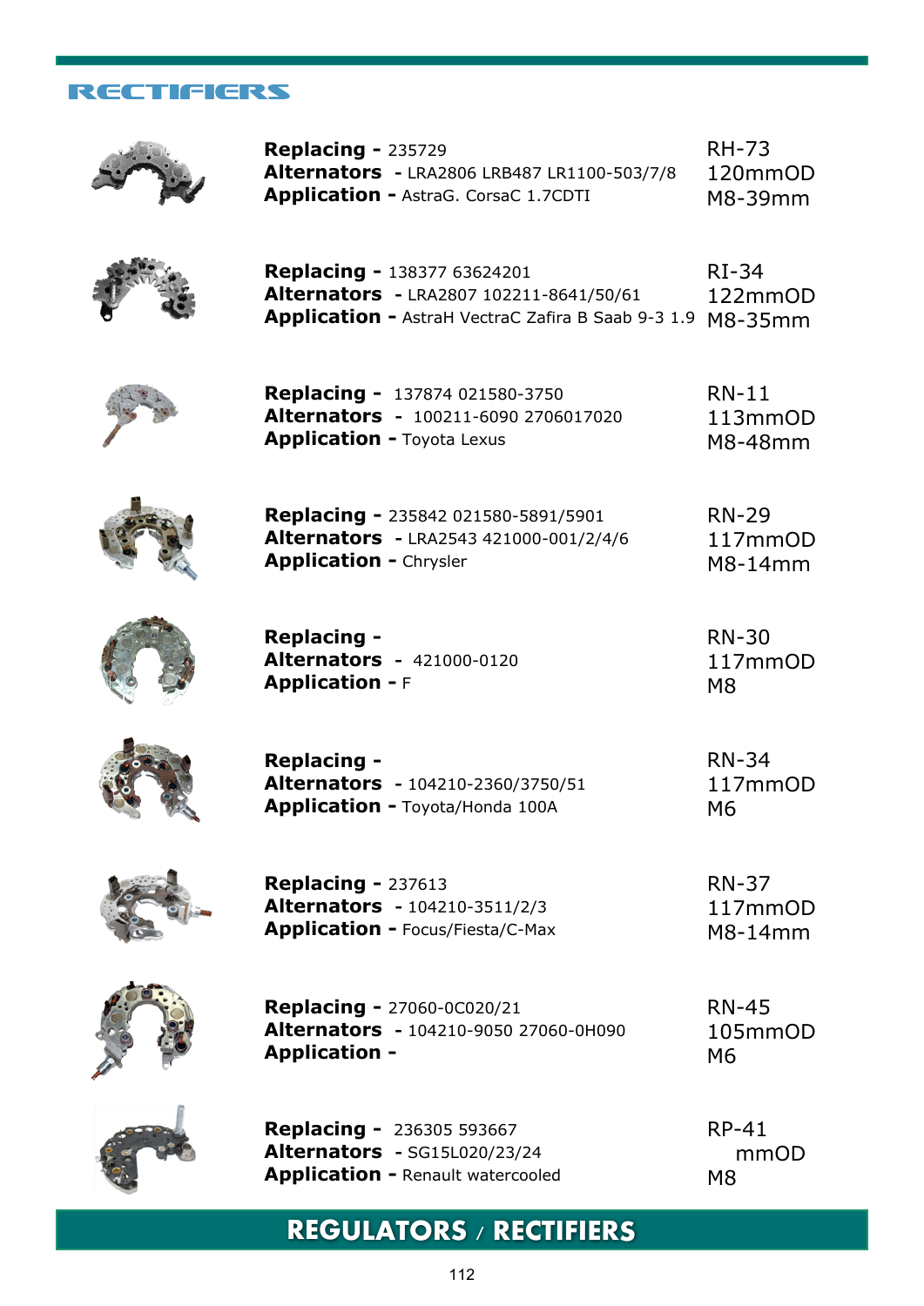# RECTIFIERS

**Replacing -** 235729
**Alternators -** LRA2806 LRB487 LR1100-503/7/8
**Application -** AstraG. CorsaC 1.7CDTI

RH-73
120mmOD
M8-39mm

**Replacing -** 138377 63624201
**Alternators -** LRA2807 102211-8641/50/61
**Application -** AstraH VectraC Zafira B Saab 9-3 1.9

RI-34
122mmOD
M8-35mm

**Replacing -** 137874 021580-3750
**Alternators -** 100211-6090 2706017020
**Application -** Toyota Lexus

RN-11
113mmOD
M8-48mm

**Replacing -** 235842 021580-5891/5901
**Alternators -** LRA2543 421000-001/2/4/6
**Application -** Chrysler

RN-29
117mmOD
M8-14mm

**Replacing -**
**Alternators -** 421000-0120
**Application -** F

RN-30
117mmOD
M8

**Replacing -**
**Alternators -** 104210-2360/3750/51
**Application -** Toyota/Honda 100A

RN-34
117mmOD
M6

**Replacing -** 237613
**Alternators -** 104210-3511/2/3
**Application -** Focus/Fiesta/C-Max

RN-37
117mmOD
M8-14mm

**Replacing -** 27060-0C020/21
**Alternators -** 104210-9050 27060-0H090
**Application -**

RN-45
105mmOD
M6

**Replacing -** 236305 593667
**Alternators -** SG15L020/23/24
**Application -** Renault watercooled

RP-41
mmOD
M8

## REGULATORS / RECTIFIERS